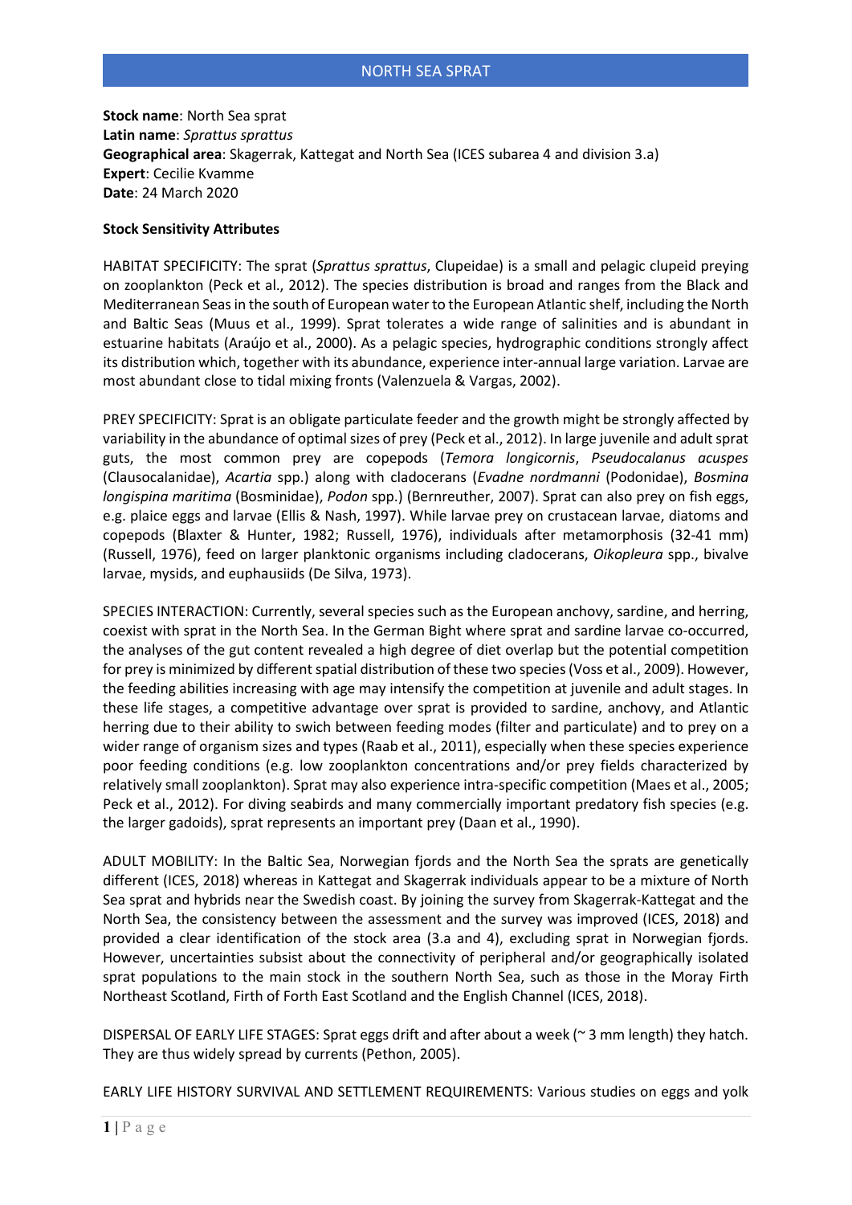# NORTH SEA SPRAT

**Stock name**: North Sea sprat
**Latin name**: *Sprattus sprattus*
**Geographical area**: Skagerrak, Kattegat and North Sea (ICES subarea 4 and division 3.a)
**Expert**: Cecilie Kvamme
**Date**: 24 March 2020

**Stock Sensitivity Attributes**

HABITAT SPECIFICITY: The sprat (*Sprattus sprattus*, Clupeidae) is a small and pelagic clupeid preying on zooplankton (Peck et al., 2012). The species distribution is broad and ranges from the Black and Mediterranean Seas in the south of European water to the European Atlantic shelf, including the North and Baltic Seas (Muus et al., 1999). Sprat tolerates a wide range of salinities and is abundant in estuarine habitats (Araújo et al., 2000). As a pelagic species, hydrographic conditions strongly affect its distribution which, together with its abundance, experience inter-annual large variation. Larvae are most abundant close to tidal mixing fronts (Valenzuela & Vargas, 2002).

PREY SPECIFICITY: Sprat is an obligate particulate feeder and the growth might be strongly affected by variability in the abundance of optimal sizes of prey (Peck et al., 2012). In large juvenile and adult sprat guts, the most common prey are copepods (*Temora longicornis*, *Pseudocalanus acuspes* (Clausocalanidae), *Acartia* spp.) along with cladocerans (*Evadne nordmanni* (Podonidae), *Bosmina longispina maritima* (Bosminidae), *Podon* spp.) (Bernreuther, 2007). Sprat can also prey on fish eggs, e.g. plaice eggs and larvae (Ellis & Nash, 1997). While larvae prey on crustacean larvae, diatoms and copepods (Blaxter & Hunter, 1982; Russell, 1976), individuals after metamorphosis (32-41 mm) (Russell, 1976), feed on larger planktonic organisms including cladocerans, *Oikopleura* spp., bivalve larvae, mysids, and euphausiids (De Silva, 1973).

SPECIES INTERACTION: Currently, several species such as the European anchovy, sardine, and herring, coexist with sprat in the North Sea. In the German Bight where sprat and sardine larvae co-occurred, the analyses of the gut content revealed a high degree of diet overlap but the potential competition for prey is minimized by different spatial distribution of these two species (Voss et al., 2009). However, the feeding abilities increasing with age may intensify the competition at juvenile and adult stages. In these life stages, a competitive advantage over sprat is provided to sardine, anchovy, and Atlantic herring due to their ability to swich between feeding modes (filter and particulate) and to prey on a wider range of organism sizes and types (Raab et al., 2011), especially when these species experience poor feeding conditions (e.g. low zooplankton concentrations and/or prey fields characterized by relatively small zooplankton). Sprat may also experience intra-specific competition (Maes et al., 2005; Peck et al., 2012). For diving seabirds and many commercially important predatory fish species (e.g. the larger gadoids), sprat represents an important prey (Daan et al., 1990).

ADULT MOBILITY: In the Baltic Sea, Norwegian fjords and the North Sea the sprats are genetically different (ICES, 2018) whereas in Kattegat and Skagerrak individuals appear to be a mixture of North Sea sprat and hybrids near the Swedish coast. By joining the survey from Skagerrak-Kattegat and the North Sea, the consistency between the assessment and the survey was improved (ICES, 2018) and provided a clear identification of the stock area (3.a and 4), excluding sprat in Norwegian fjords. However, uncertainties subsist about the connectivity of peripheral and/or geographically isolated sprat populations to the main stock in the southern North Sea, such as those in the Moray Firth Northeast Scotland, Firth of Forth East Scotland and the English Channel (ICES, 2018).

DISPERSAL OF EARLY LIFE STAGES: Sprat eggs drift and after about a week (~ 3 mm length) they hatch. They are thus widely spread by currents (Pethon, 2005).

EARLY LIFE HISTORY SURVIVAL AND SETTLEMENT REQUIREMENTS: Various studies on eggs and yolk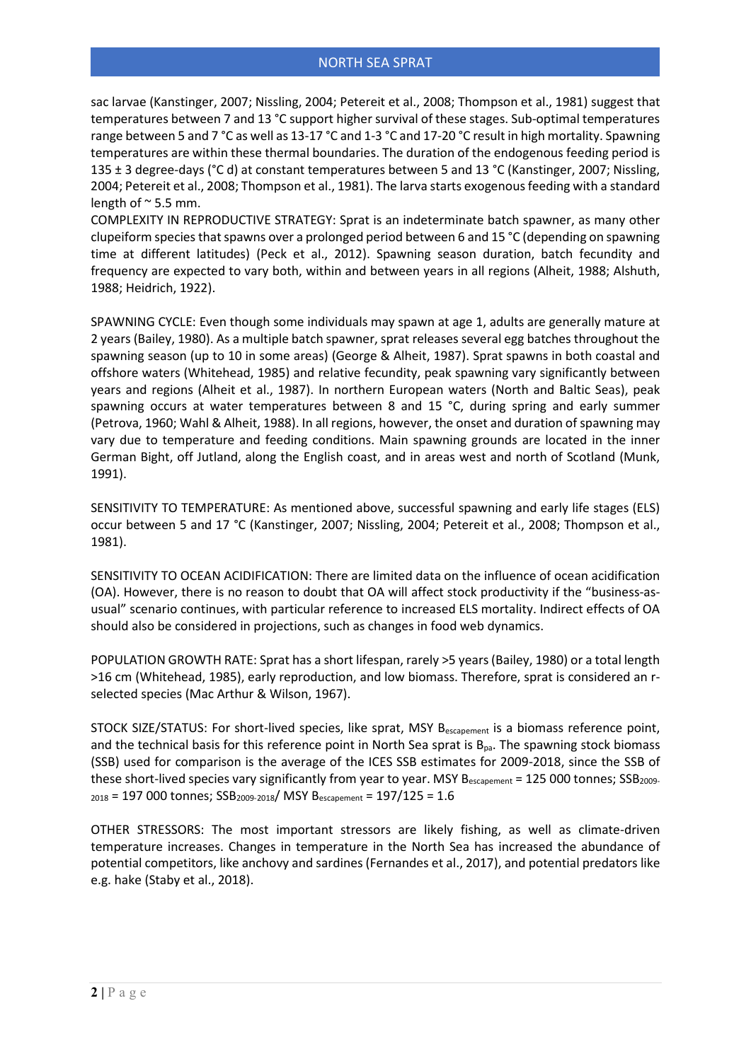sac larvae (Kanstinger, 2007; Nissling, 2004; Petereit et al., 2008; Thompson et al., 1981) suggest that temperatures between 7 and 13 °C support higher survival of these stages. Sub-optimal temperatures range between 5 and 7 °C as well as 13-17 °C and 1-3 °C and 17-20 °C result in high mortality. Spawning temperatures are within these thermal boundaries. The duration of the endogenous feeding period is 135 ± 3 degree-days (°C d) at constant temperatures between 5 and 13 °C (Kanstinger, 2007; Nissling, 2004; Petereit et al., 2008; Thompson et al., 1981). The larva starts exogenous feeding with a standard length of ~ 5.5 mm.

COMPLEXITY IN REPRODUCTIVE STRATEGY: Sprat is an indeterminate batch spawner, as many other clupeiform species that spawns over a prolonged period between 6 and 15 °C (depending on spawning time at different latitudes) (Peck et al., 2012). Spawning season duration, batch fecundity and frequency are expected to vary both, within and between years in all regions (Alheit, 1988; Alshuth, 1988; Heidrich, 1922).

SPAWNING CYCLE: Even though some individuals may spawn at age 1, adults are generally mature at 2 years (Bailey, 1980). As a multiple batch spawner, sprat releases several egg batches throughout the spawning season (up to 10 in some areas) (George & Alheit, 1987). Sprat spawns in both coastal and offshore waters (Whitehead, 1985) and relative fecundity, peak spawning vary significantly between years and regions (Alheit et al., 1987). In northern European waters (North and Baltic Seas), peak spawning occurs at water temperatures between 8 and 15 °C, during spring and early summer (Petrova, 1960; Wahl & Alheit, 1988). In all regions, however, the onset and duration of spawning may vary due to temperature and feeding conditions. Main spawning grounds are located in the inner German Bight, off Jutland, along the English coast, and in areas west and north of Scotland (Munk, 1991).

SENSITIVITY TO TEMPERATURE: As mentioned above, successful spawning and early life stages (ELS) occur between 5 and 17 °C (Kanstinger, 2007; Nissling, 2004; Petereit et al., 2008; Thompson et al., 1981).

SENSITIVITY TO OCEAN ACIDIFICATION: There are limited data on the influence of ocean acidification (OA). However, there is no reason to doubt that OA will affect stock productivity if the "business-as-usual" scenario continues, with particular reference to increased ELS mortality. Indirect effects of OA should also be considered in projections, such as changes in food web dynamics.

POPULATION GROWTH RATE: Sprat has a short lifespan, rarely >5 years (Bailey, 1980) or a total length >16 cm (Whitehead, 1985), early reproduction, and low biomass. Therefore, sprat is considered an r-selected species (Mac Arthur & Wilson, 1967).

STOCK SIZE/STATUS: For short-lived species, like sprat, MSY $B_{escapement}$ is a biomass reference point, and the technical basis for this reference point in North Sea sprat is $B_{pa}$. The spawning stock biomass (SSB) used for comparison is the average of the ICES SSB estimates for 2009-2018, since the SSB of these short-lived species vary significantly from year to year. MSY $B_{escapement}$ = 125 000 tonnes; $SSB_{2009\text{-}2018}$ = 197 000 tonnes; $SSB_{2009\text{-}2018}$/ MSY $B_{escapement}$ = 197/125 = 1.6

OTHER STRESSORS: The most important stressors are likely fishing, as well as climate-driven temperature increases. Changes in temperature in the North Sea has increased the abundance of potential competitors, like anchovy and sardines (Fernandes et al., 2017), and potential predators like e.g. hake (Staby et al., 2018).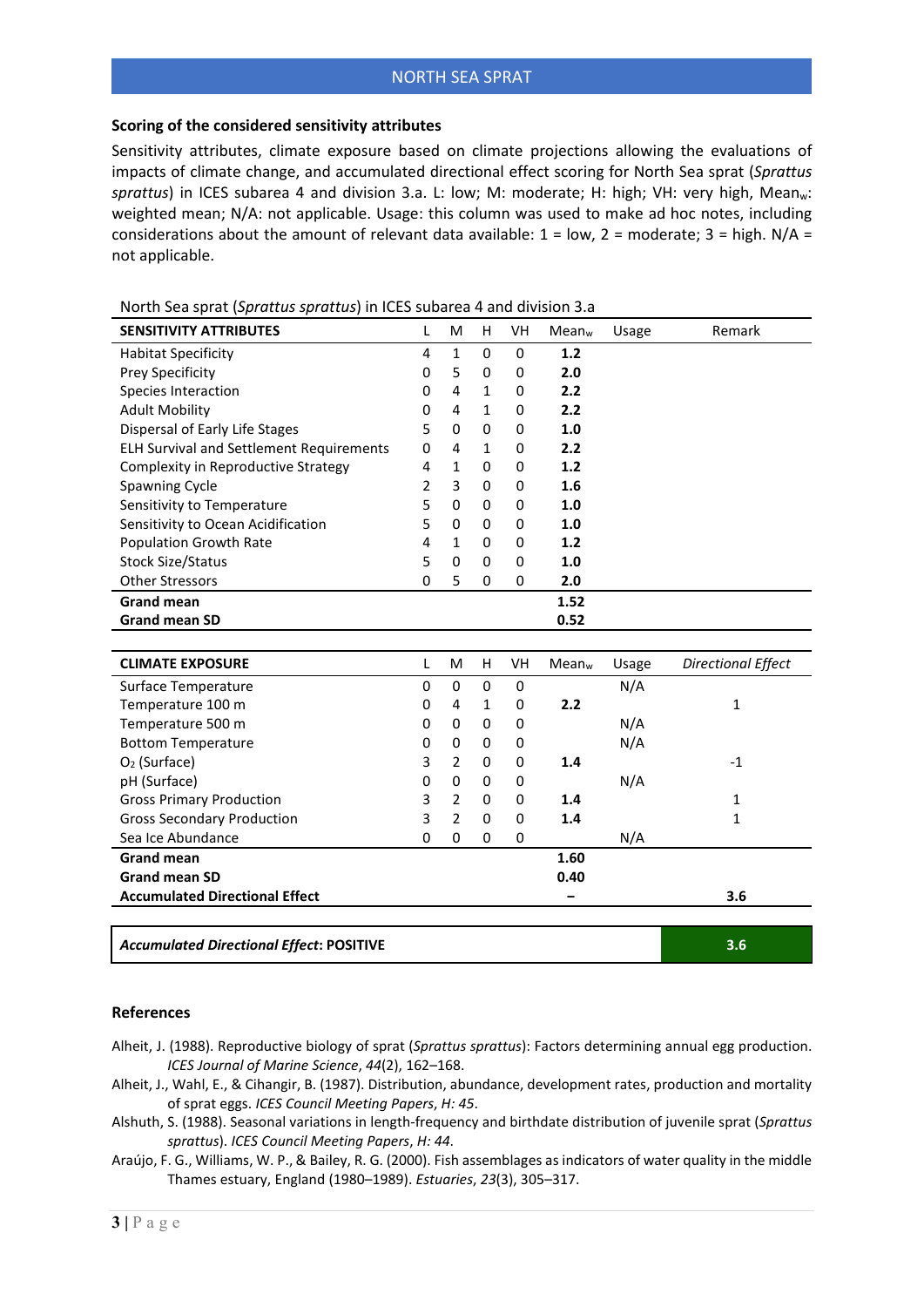## NORTH SEA SPRAT

### Scoring of the considered sensitivity attributes

Sensitivity attributes, climate exposure based on climate projections allowing the evaluations of impacts of climate change, and accumulated directional effect scoring for North Sea sprat (*Sprattus sprattus*) in ICES subarea 4 and division 3.a. L: low; M: moderate; H: high; VH: very high, $Mean_w$: weighted mean; N/A: not applicable. Usage: this column was used to make ad hoc notes, including considerations about the amount of relevant data available: 1 = low, 2 = moderate; 3 = high. N/A = not applicable.

North Sea sprat (*Sprattus sprattus*) in ICES subarea 4 and division 3.a

| SENSITIVITY ATTRIBUTES | L | M | H | VH | $Mean_w$ | Usage | Remark |
|---|---|---|---|---|---|---|---|
| Habitat Specificity | 4 | 1 | 0 | 0 | **1.2** | | |
| Prey Specificity | 0 | 5 | 0 | 0 | **2.0** | | |
| Species Interaction | 0 | 4 | 1 | 0 | **2.2** | | |
| Adult Mobility | 0 | 4 | 1 | 0 | **2.2** | | |
| Dispersal of Early Life Stages | 5 | 0 | 0 | 0 | **1.0** | | |
| ELH Survival and Settlement Requirements | 0 | 4 | 1 | 0 | **2.2** | | |
| Complexity in Reproductive Strategy | 4 | 1 | 0 | 0 | **1.2** | | |
| Spawning Cycle | 2 | 3 | 0 | 0 | **1.6** | | |
| Sensitivity to Temperature | 5 | 0 | 0 | 0 | **1.0** | | |
| Sensitivity to Ocean Acidification | 5 | 0 | 0 | 0 | **1.0** | | |
| Population Growth Rate | 4 | 1 | 0 | 0 | **1.2** | | |
| Stock Size/Status | 5 | 0 | 0 | 0 | **1.0** | | |
| Other Stressors | 0 | 5 | 0 | 0 | **2.0** | | |
| **Grand mean** | | | | | **1.52** | | |
| **Grand mean SD** | | | | | **0.52** | | |

| CLIMATE EXPOSURE | L | M | H | VH | $Mean_w$ | Usage | *Directional Effect* |
|---|---|---|---|---|---|---|---|
| Surface Temperature | 0 | 0 | 0 | 0 | | N/A | |
| Temperature 100 m | 0 | 4 | 1 | 0 | **2.2** | | 1 |
| Temperature 500 m | 0 | 0 | 0 | 0 | | N/A | |
| Bottom Temperature | 0 | 0 | 0 | 0 | | N/A | |
| $O_2$ (Surface) | 3 | 2 | 0 | 0 | **1.4** | | -1 |
| pH (Surface) | 0 | 0 | 0 | 0 | | N/A | |
| Gross Primary Production | 3 | 2 | 0 | 0 | **1.4** | | 1 |
| Gross Secondary Production | 3 | 2 | 0 | 0 | **1.4** | | 1 |
| Sea Ice Abundance | 0 | 0 | 0 | 0 | | N/A | |
| **Grand mean** | | | | | **1.60** | | |
| **Grand mean SD** | | | | | **0.40** | | |
| **Accumulated Directional Effect** | | | | | **–** | | **3.6** |

| ***Accumulated Directional Effect*: POSITIVE** | **3.6** |
|---|---|

### References

Alheit, J. (1988). Reproductive biology of sprat (*Sprattus sprattus*): Factors determining annual egg production. *ICES Journal of Marine Science*, *44*(2), 162–168.

Alheit, J., Wahl, E., & Cihangir, B. (1987). Distribution, abundance, development rates, production and mortality of sprat eggs. *ICES Council Meeting Papers*, *H: 45*.

Alshuth, S. (1988). Seasonal variations in length-frequency and birthdate distribution of juvenile sprat (*Sprattus sprattus*). *ICES Council Meeting Papers*, *H: 44*.

Araújo, F. G., Williams, W. P., & Bailey, R. G. (2000). Fish assemblages as indicators of water quality in the middle Thames estuary, England (1980–1989). *Estuaries*, *23*(3), 305–317.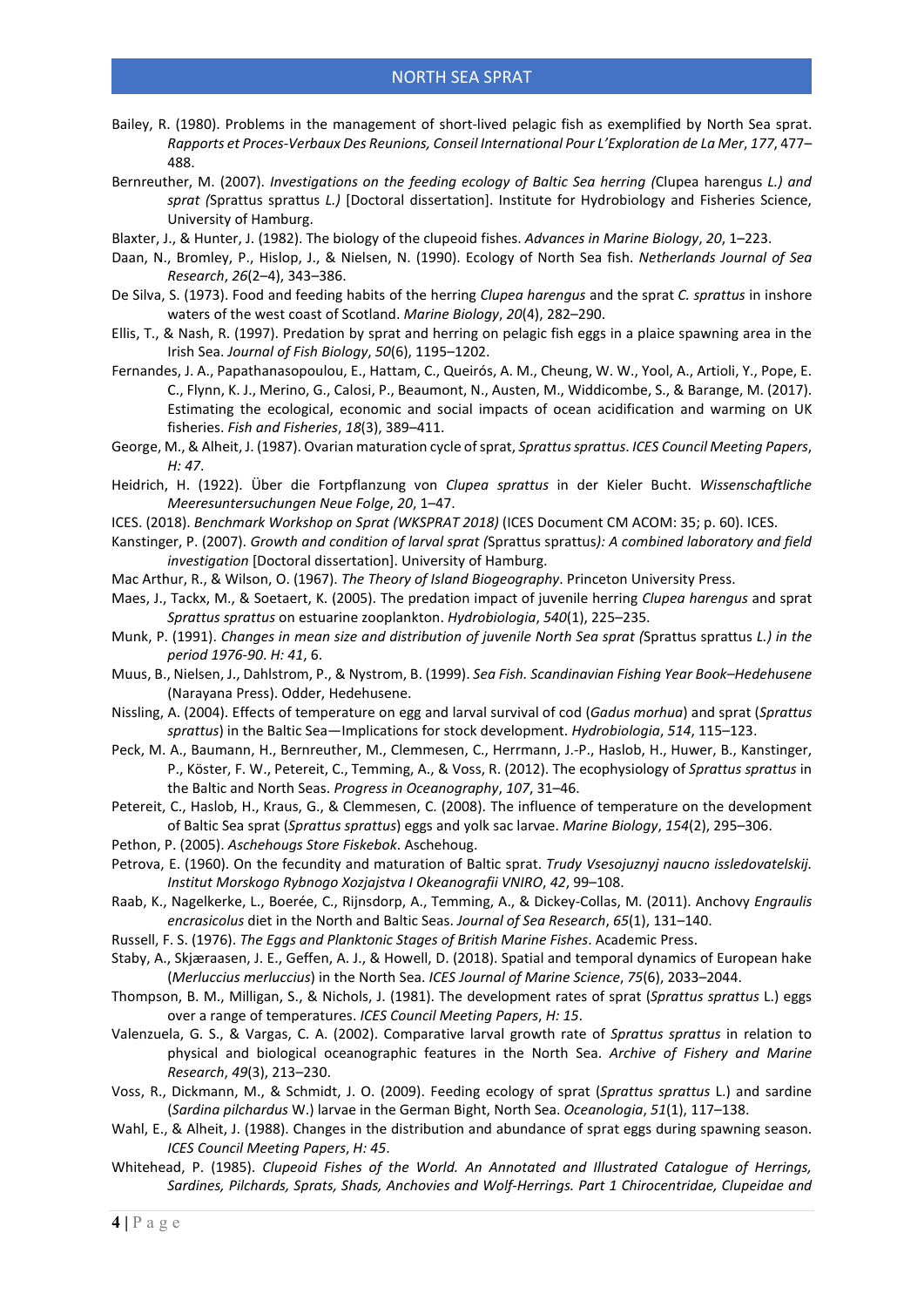Bailey, R. (1980). Problems in the management of short-lived pelagic fish as exemplified by North Sea sprat. *Rapports et Proces-Verbaux Des Reunions, Conseil International Pour L'Exploration de La Mer*, *177*, 477–488.

Bernreuther, M. (2007). *Investigations on the feeding ecology of Baltic Sea herring (*Clupea harengus *L.) and sprat (*Sprattus sprattus *L.)* [Doctoral dissertation]. Institute for Hydrobiology and Fisheries Science, University of Hamburg.

Blaxter, J., & Hunter, J. (1982). The biology of the clupeoid fishes. *Advances in Marine Biology*, *20*, 1–223.

Daan, N., Bromley, P., Hislop, J., & Nielsen, N. (1990). Ecology of North Sea fish. *Netherlands Journal of Sea Research*, *26*(2–4), 343–386.

De Silva, S. (1973). Food and feeding habits of the herring *Clupea harengus* and the sprat *C. sprattus* in inshore waters of the west coast of Scotland. *Marine Biology*, *20*(4), 282–290.

Ellis, T., & Nash, R. (1997). Predation by sprat and herring on pelagic fish eggs in a plaice spawning area in the Irish Sea. *Journal of Fish Biology*, *50*(6), 1195–1202.

Fernandes, J. A., Papathanasopoulou, E., Hattam, C., Queirós, A. M., Cheung, W. W., Yool, A., Artioli, Y., Pope, E. C., Flynn, K. J., Merino, G., Calosi, P., Beaumont, N., Austen, M., Widdicombe, S., & Barange, M. (2017). Estimating the ecological, economic and social impacts of ocean acidification and warming on UK fisheries. *Fish and Fisheries*, *18*(3), 389–411.

George, M., & Alheit, J. (1987). Ovarian maturation cycle of sprat, *Sprattus sprattus*. *ICES Council Meeting Papers*, *H: 47*.

Heidrich, H. (1922). Über die Fortpflanzung von *Clupea sprattus* in der Kieler Bucht. *Wissenschaftliche Meeresuntersuchungen Neue Folge*, *20*, 1–47.

ICES. (2018). *Benchmark Workshop on Sprat (WKSPRAT 2018)* (ICES Document CM ACOM: 35; p. 60). ICES.

Kanstinger, P. (2007). *Growth and condition of larval sprat (*Sprattus sprattus*): A combined laboratory and field investigation* [Doctoral dissertation]. University of Hamburg.

Mac Arthur, R., & Wilson, O. (1967). *The Theory of Island Biogeography*. Princeton University Press.

Maes, J., Tackx, M., & Soetaert, K. (2005). The predation impact of juvenile herring *Clupea harengus* and sprat *Sprattus sprattus* on estuarine zooplankton. *Hydrobiologia*, *540*(1), 225–235.

Munk, P. (1991). *Changes in mean size and distribution of juvenile North Sea sprat (*Sprattus sprattus *L.) in the period 1976-90*. *H: 41*, 6.

Muus, B., Nielsen, J., Dahlstrom, P., & Nystrom, B. (1999). *Sea Fish. Scandinavian Fishing Year Book–Hedehusene* (Narayana Press). Odder, Hedehusene.

Nissling, A. (2004). Effects of temperature on egg and larval survival of cod (*Gadus morhua*) and sprat (*Sprattus sprattus*) in the Baltic Sea—Implications for stock development. *Hydrobiologia*, *514*, 115–123.

Peck, M. A., Baumann, H., Bernreuther, M., Clemmesen, C., Herrmann, J.-P., Haslob, H., Huwer, B., Kanstinger, P., Köster, F. W., Petereit, C., Temming, A., & Voss, R. (2012). The ecophysiology of *Sprattus sprattus* in the Baltic and North Seas. *Progress in Oceanography*, *107*, 31–46.

Petereit, C., Haslob, H., Kraus, G., & Clemmesen, C. (2008). The influence of temperature on the development of Baltic Sea sprat (*Sprattus sprattus*) eggs and yolk sac larvae. *Marine Biology*, *154*(2), 295–306.

Pethon, P. (2005). *Aschehougs Store Fiskebok*. Aschehoug.

Petrova, E. (1960). On the fecundity and maturation of Baltic sprat. *Trudy Vsesojuznyj naucno issledovatelskij. Institut Morskogo Rybnogo Xozjajstva I Okeanografii VNIRO*, *42*, 99–108.

Raab, K., Nagelkerke, L., Boerée, C., Rijnsdorp, A., Temming, A., & Dickey-Collas, M. (2011). Anchovy *Engraulis encrasicolus* diet in the North and Baltic Seas. *Journal of Sea Research*, *65*(1), 131–140.

Russell, F. S. (1976). *The Eggs and Planktonic Stages of British Marine Fishes*. Academic Press.

Staby, A., Skjæraasen, J. E., Geffen, A. J., & Howell, D. (2018). Spatial and temporal dynamics of European hake (*Merluccius merluccius*) in the North Sea. *ICES Journal of Marine Science*, *75*(6), 2033–2044.

Thompson, B. M., Milligan, S., & Nichols, J. (1981). The development rates of sprat (*Sprattus sprattus* L.) eggs over a range of temperatures. *ICES Council Meeting Papers*, *H: 15*.

Valenzuela, G. S., & Vargas, C. A. (2002). Comparative larval growth rate of *Sprattus sprattus* in relation to physical and biological oceanographic features in the North Sea. *Archive of Fishery and Marine Research*, *49*(3), 213–230.

Voss, R., Dickmann, M., & Schmidt, J. O. (2009). Feeding ecology of sprat (*Sprattus sprattus* L.) and sardine (*Sardina pilchardus* W.) larvae in the German Bight, North Sea. *Oceanologia*, *51*(1), 117–138.

Wahl, E., & Alheit, J. (1988). Changes in the distribution and abundance of sprat eggs during spawning season. *ICES Council Meeting Papers*, *H: 45*.

Whitehead, P. (1985). *Clupeoid Fishes of the World. An Annotated and Illustrated Catalogue of Herrings, Sardines, Pilchards, Sprats, Shads, Anchovies and Wolf-Herrings. Part 1 Chirocentridae, Clupeidae and*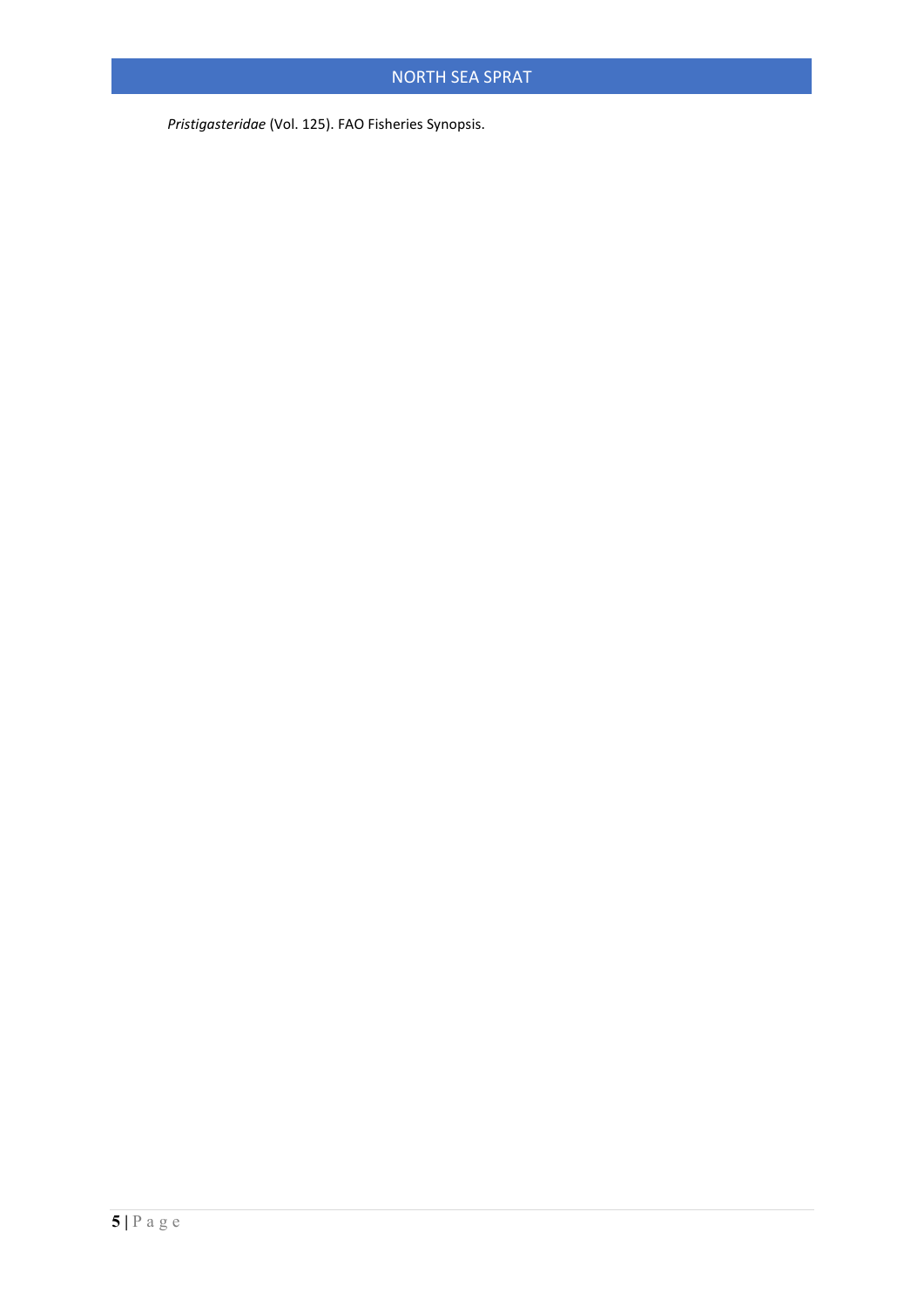*Pristigasteridae* (Vol. 125). FAO Fisheries Synopsis.